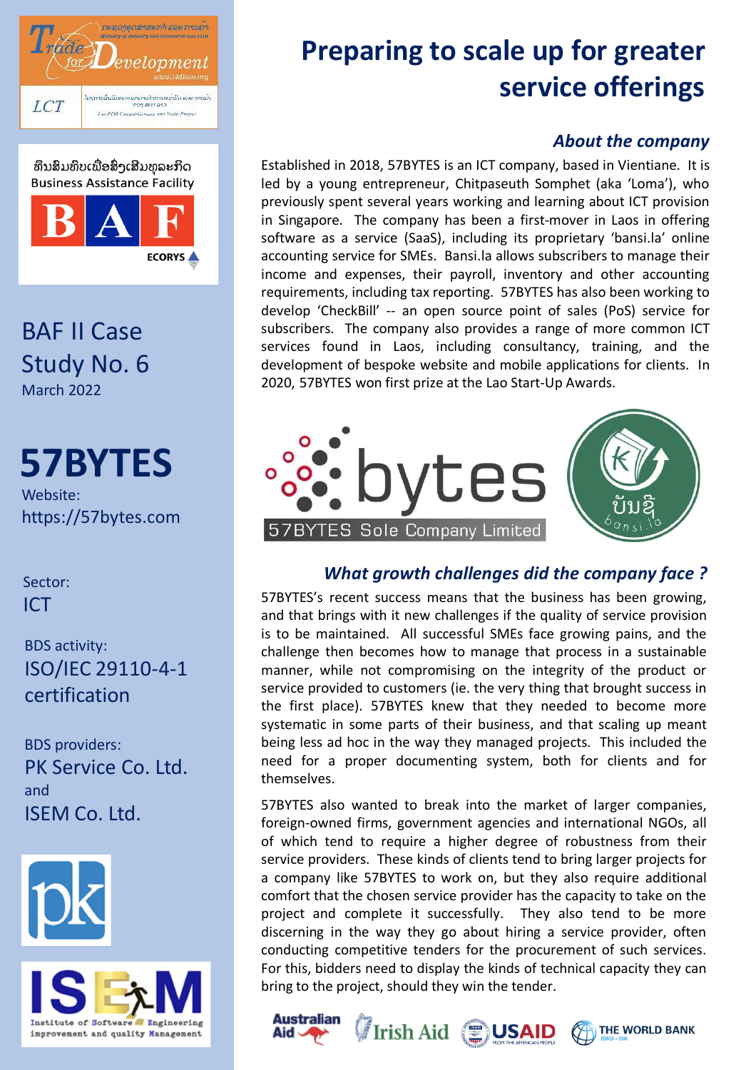ທຶນສົມທົບເພື່ອສົ່ງເສີມທຸລະກິດ
Business Assistance Facility

BAF II Case Study No. 6
March 2022

# 57BYTES

Website: https://57bytes.com

Sector: ICT

BDS activity: ISO/IEC 29110-4-1 certification

BDS providers: PK Service Co. Ltd. and ISEM Co. Ltd.

# Preparing to scale up for greater service offerings

## *About the company*

Established in 2018, 57BYTES is an ICT company, based in Vientiane. It is led by a young entrepreneur, Chitpaseuth Somphet (aka 'Loma'), who previously spent several years working and learning about ICT provision in Singapore. The company has been a first-mover in Laos in offering software as a service (SaaS), including its proprietary 'bansi.la' online accounting service for SMEs. Bansi.la allows subscribers to manage their income and expenses, their payroll, inventory and other accounting requirements, including tax reporting. 57BYTES has also been working to develop 'CheckBill' -- an open source point of sales (PoS) service for subscribers. The company also provides a range of more common ICT services found in Laos, including consultancy, training, and the development of bespoke website and mobile applications for clients. In 2020, 57BYTES won first prize at the Lao Start-Up Awards.

57BYTES Sole Company Limited

## *What growth challenges did the company face ?*

57BYTES's recent success means that the business has been growing, and that brings with it new challenges if the quality of service provision is to be maintained. All successful SMEs face growing pains, and the challenge then becomes how to manage that process in a sustainable manner, while not compromising on the integrity of the product or service provided to customers (ie. the very thing that brought success in the first place). 57BYTES knew that they needed to become more systematic in some parts of their business, and that scaling up meant being less ad hoc in the way they managed projects. This included the need for a proper documenting system, both for clients and for themselves.

57BYTES also wanted to break into the market of larger companies, foreign-owned firms, government agencies and international NGOs, all of which tend to require a higher degree of robustness from their service providers. These kinds of clients tend to bring larger projects for a company like 57BYTES to work on, but they also require additional comfort that the chosen service provider has the capacity to take on the project and complete it successfully. They also tend to be more discerning in the way they go about hiring a service provider, often conducting competitive tenders for the procurement of such services. For this, bidders need to display the kinds of technical capacity they can bring to the project, should they win the tender.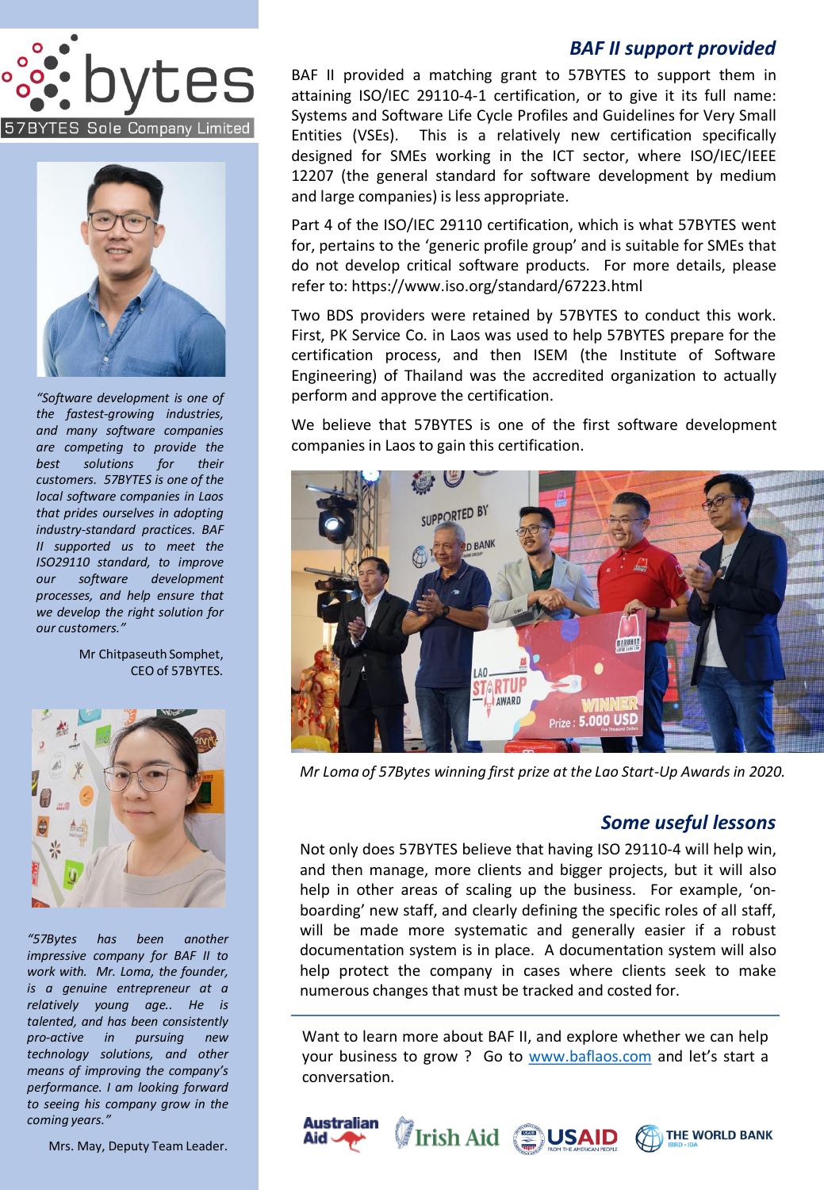bytes

57BYTES Sole Company Limited

*"Software development is one of the fastest-growing industries, and many software companies are competing to provide the best solutions for their customers. 57BYTES is one of the local software companies in Laos that prides ourselves in adopting industry-standard practices. BAF II supported us to meet the ISO29110 standard, to improve our software development processes, and help ensure that we develop the right solution for our customers."*

Mr Chitpaseuth Somphet,
CEO of 57BYTES.

*"57Bytes has been another impressive company for BAF II to work with. Mr. Loma, the founder, is a genuine entrepreneur at a relatively young age.. He is talented, and has been consistently pro-active in pursuing new technology solutions, and other means of improving the company's performance. I am looking forward to seeing his company grow in the coming years."*

Mrs. May, Deputy Team Leader.

## *BAF II support provided*

BAF II provided a matching grant to 57BYTES to support them in attaining ISO/IEC 29110-4-1 certification, or to give it its full name: Systems and Software Life Cycle Profiles and Guidelines for Very Small Entities (VSEs). This is a relatively new certification specifically designed for SMEs working in the ICT sector, where ISO/IEC/IEEE 12207 (the general standard for software development by medium and large companies) is less appropriate.

Part 4 of the ISO/IEC 29110 certification, which is what 57BYTES went for, pertains to the 'generic profile group' and is suitable for SMEs that do not develop critical software products. For more details, please refer to: https://www.iso.org/standard/67223.html

Two BDS providers were retained by 57BYTES to conduct this work. First, PK Service Co. in Laos was used to help 57BYTES prepare for the certification process, and then ISEM (the Institute of Software Engineering) of Thailand was the accredited organization to actually perform and approve the certification.

We believe that 57BYTES is one of the first software development companies in Laos to gain this certification.

*Mr Loma of 57Bytes winning first prize at the Lao Start-Up Awards in 2020.*

## *Some useful lessons*

Not only does 57BYTES believe that having ISO 29110-4 will help win, and then manage, more clients and bigger projects, but it will also help in other areas of scaling up the business. For example, 'on-boarding' new staff, and clearly defining the specific roles of all staff, will be made more systematic and generally easier if a robust documentation system is in place. A documentation system will also help protect the company in cases where clients seek to make numerous changes that must be tracked and costed for.

---

Want to learn more about BAF II, and explore whether we can help your business to grow ? Go to [www.baflaos.com](http://www.baflaos.com) and let's start a conversation.

Australian Aid | Irish Aid | USAID | THE WORLD BANK